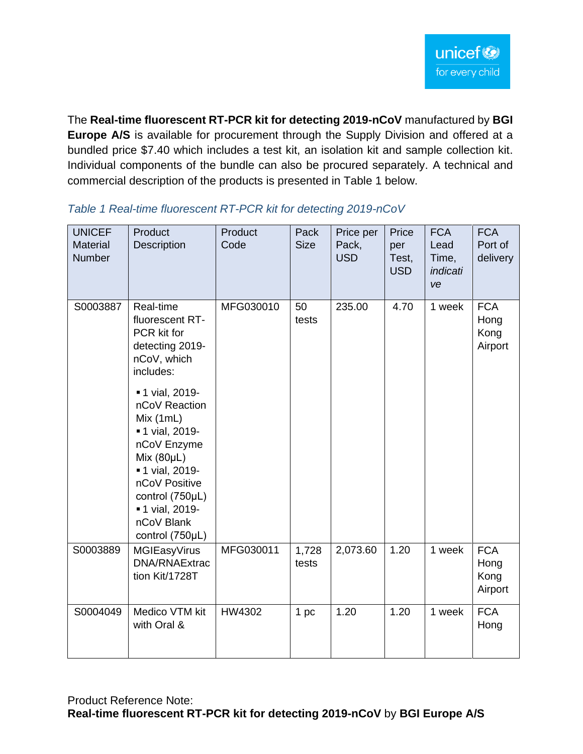The **Real-time fluorescent RT-PCR kit for detecting 2019-nCoV** manufactured by **BGI Europe A/S** is available for procurement through the Supply Division and offered at a bundled price $7.40 which includes a test kit, an isolation kit and sample collection kit. Individual components of the bundle can also be procured separately. A technical and commercial description of the products is presented in Table 1 below.

*Table 1 Real-time fluorescent RT-PCR kit for detecting 2019-nCoV*

| UNICEF Material Number | Product Description | Product Code | Pack Size | Price per Pack, USD | Price per Test, USD | FCA Lead Time, *indicative* | FCA Port of delivery |
|---|---|---|---|---|---|---|---|
| S0003887 | Real-time fluorescent RT-PCR kit for detecting 2019-nCoV, which includes:<br>▪ 1 vial, 2019-nCoV Reaction Mix (1mL)<br>▪ 1 vial, 2019-nCoV Enzyme Mix (80µL)<br>▪ 1 vial, 2019-nCoV Positive control (750µL)<br>▪ 1 vial, 2019-nCoV Blank control (750µL) | MFG030010 | 50 tests | 235.00 | 4.70 | 1 week | FCA Hong Kong Airport |
| S0003889 | MGIEasyVirus DNA/RNAExtraction Kit/1728T | MFG030011 | 1,728 tests | 2,073.60 | 1.20 | 1 week | FCA Hong Kong Airport |
| S0004049 | Medico VTM kit with Oral & | HW4302 | 1 pc | 1.20 | 1.20 | 1 week | FCA Hong |

Product Reference Note:
**Real-time fluorescent RT-PCR kit for detecting 2019-nCoV** by **BGI Europe A/S**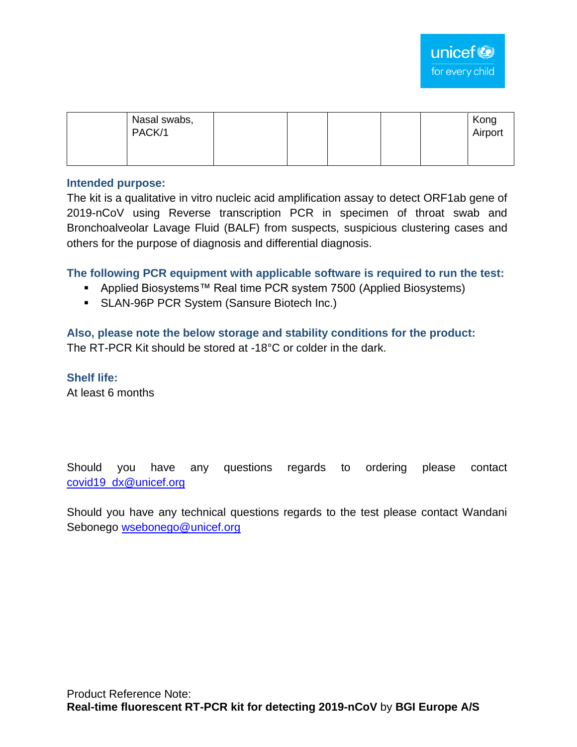| | | | | | | | |
|---|---|---|---|---|---|---|---|
| | Nasal swabs, PACK/1 | | | | | | Kong Airport |

**Intended purpose:**

The kit is a qualitative in vitro nucleic acid amplification assay to detect ORF1ab gene of 2019-nCoV using Reverse transcription PCR in specimen of throat swab and Bronchoalveolar Lavage Fluid (BALF) from suspects, suspicious clustering cases and others for the purpose of diagnosis and differential diagnosis.

**The following PCR equipment with applicable software is required to run the test:**

- Applied Biosystems™ Real time PCR system 7500 (Applied Biosystems)
- SLAN-96P PCR System (Sansure Biotech Inc.)

**Also, please note the below storage and stability conditions for the product:**

The RT-PCR Kit should be stored at -18°C or colder in the dark.

**Shelf life:**

At least 6 months

Should you have any questions regards to ordering please contact covid19_dx@unicef.org

Should you have any technical questions regards to the test please contact Wandani Sebonego wsebonego@unicef.org

Product Reference Note:
**Real-time fluorescent RT-PCR kit for detecting 2019-nCoV** by **BGI Europe A/S**